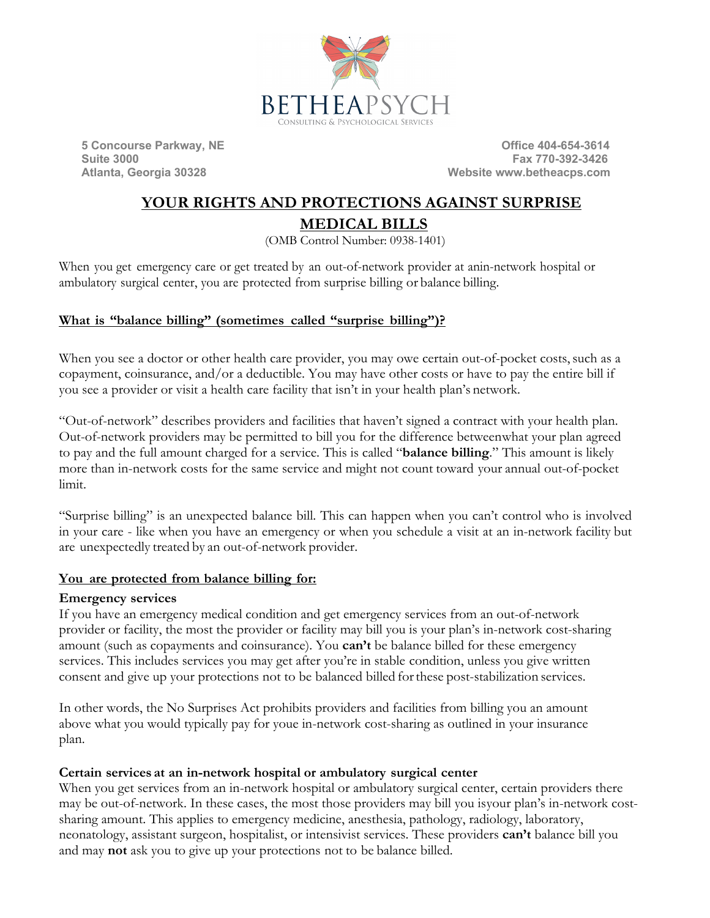BETHEAPSYCH

CONSULTING & PSYCHOLOGICAL SERVICES

**5 Concourse Parkway, NE**
**Suite 3000**
**Atlanta, Georgia 30328**

**Office 404-654-3614**
**Fax 770-392-3426**
**Website www.betheacps.com**

# YOUR RIGHTS AND PROTECTIONS AGAINST SURPRISE MEDICAL BILLS

(OMB Control Number: 0938-1401)

When you get emergency care or get treated by an out-of-network provider at anin-network hospital or ambulatory surgical center, you are protected from surprise billing or balance billing.

## What is "balance billing" (sometimes called "surprise billing")?

When you see a doctor or other health care provider, you may owe certain out-of-pocket costs, such as a copayment, coinsurance, and/or a deductible. You may have other costs or have to pay the entire bill if you see a provider or visit a health care facility that isn't in your health plan's network.

"Out-of-network" describes providers and facilities that haven't signed a contract with your health plan. Out-of-network providers may be permitted to bill you for the difference betweenwhat your plan agreed to pay and the full amount charged for a service. This is called "**balance billing**." This amount is likely more than in-network costs for the same service and might not count toward your annual out-of-pocket limit.

"Surprise billing" is an unexpected balance bill. This can happen when you can't control who is involved in your care - like when you have an emergency or when you schedule a visit at an in-network facility but are unexpectedly treated by an out-of-network provider.

## You are protected from balance billing for:

### Emergency services

If you have an emergency medical condition and get emergency services from an out-of-network provider or facility, the most the provider or facility may bill you is your plan's in-network cost-sharing amount (such as copayments and coinsurance). You **can't** be balance billed for these emergency services. This includes services you may get after you're in stable condition, unless you give written consent and give up your protections not to be balanced billed for these post-stabilization services.

In other words, the No Surprises Act prohibits providers and facilities from billing you an amount above what you would typically pay for youe in-network cost-sharing as outlined in your insurance plan.

### Certain services at an in-network hospital or ambulatory surgical center

When you get services from an in-network hospital or ambulatory surgical center, certain providers there may be out-of-network. In these cases, the most those providers may bill you isyour plan's in-network cost-sharing amount. This applies to emergency medicine, anesthesia, pathology, radiology, laboratory, neonatology, assistant surgeon, hospitalist, or intensivist services. These providers **can't** balance bill you and may **not** ask you to give up your protections not to be balance billed.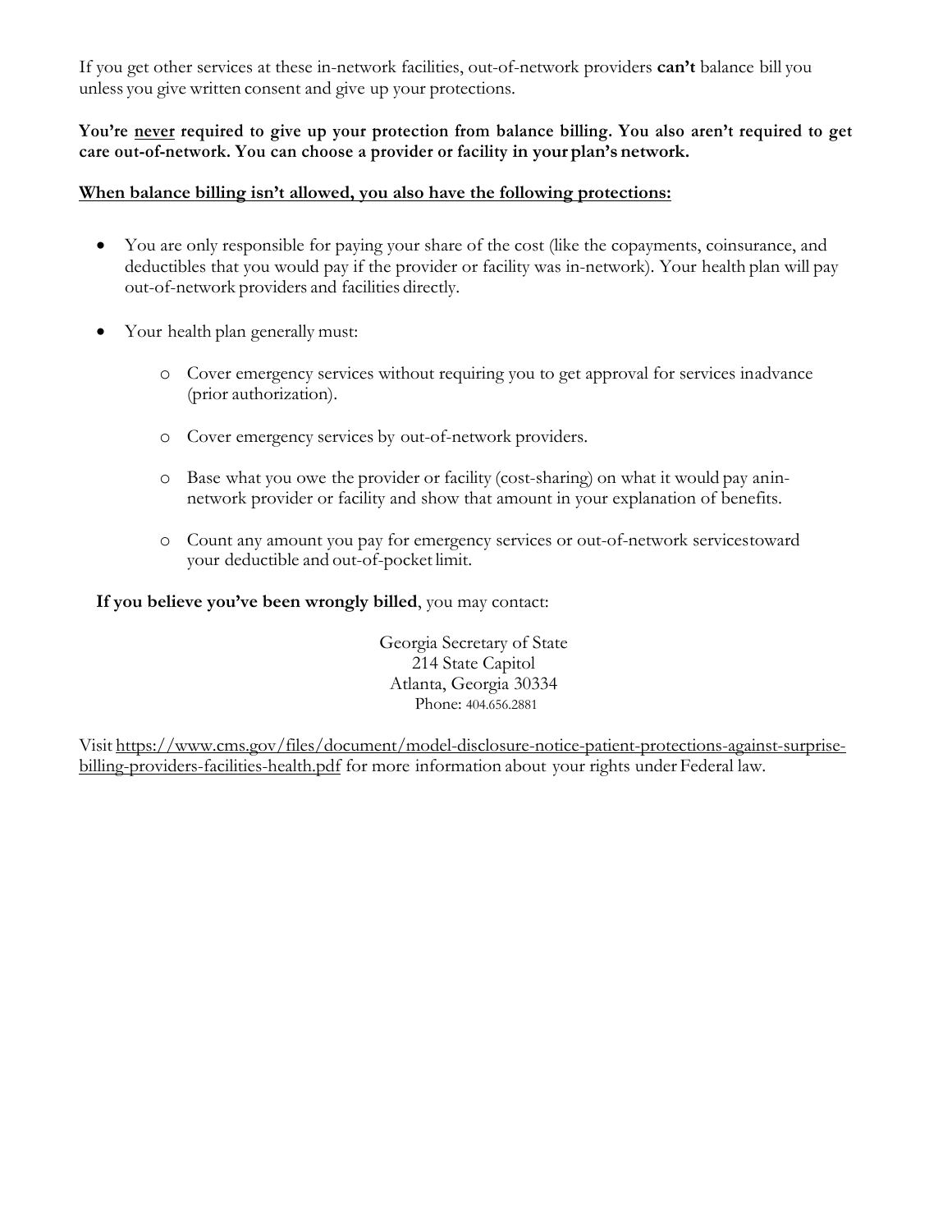If you get other services at these in-network facilities, out-of-network providers **can't** balance bill you unless you give written consent and give up your protections.

**You're <u>never</u> required to give up your protection from balance billing. You also aren't required to get care out-of-network. You can choose a provider or facility in your plan's network.**

**<u>When balance billing isn't allowed, you also have the following protections:</u>**

- You are only responsible for paying your share of the cost (like the copayments, coinsurance, and deductibles that you would pay if the provider or facility was in-network). Your health plan will pay out-of-network providers and facilities directly.
- Your health plan generally must:
  - Cover emergency services without requiring you to get approval for services inadvance (prior authorization).
  - Cover emergency services by out-of-network providers.
  - Base what you owe the provider or facility (cost-sharing) on what it would pay anin-network provider or facility and show that amount in your explanation of benefits.
  - Count any amount you pay for emergency services or out-of-network servicestoward your deductible and out-of-pocket limit.

**If you believe you've been wrongly billed**, you may contact:

Georgia Secretary of State
214 State Capitol
Atlanta, Georgia 30334
Phone: 404.656.2881

Visit https://www.cms.gov/files/document/model-disclosure-notice-patient-protections-against-surprise-billing-providers-facilities-health.pdf for more information about your rights under Federal law.